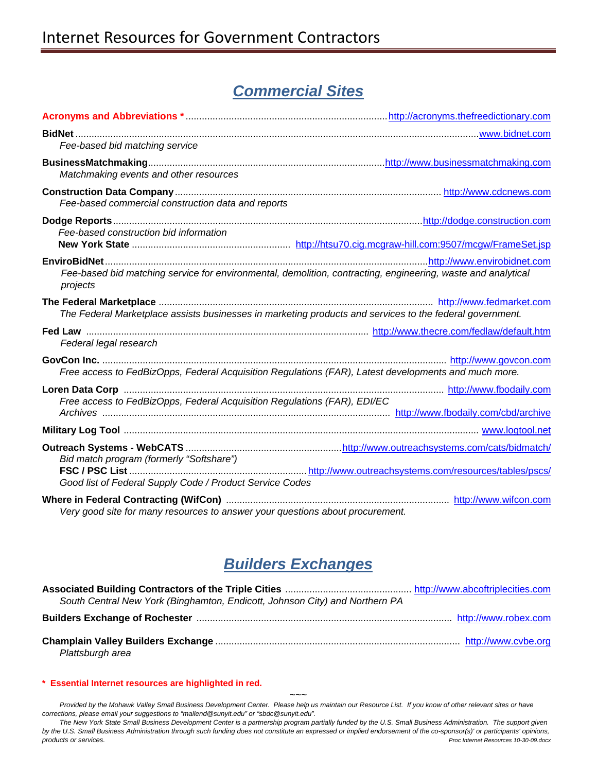# Internet Resources for Government Contractors

## Commercial Sites

**Acronyms and Abbreviations *** .......... http://acronyms.thefreedictionary.com

**BidNet** .......... www.bidnet.com
*Fee-based bid matching service*

**BusinessMatchmaking** .......... http://www.businessmatchmaking.com
*Matchmaking events and other resources*

**Construction Data Company** .......... http://www.cdcnews.com
*Fee-based commercial construction data and reports*

**Dodge Reports** .......... http://dodge.construction.com
*Fee-based construction bid information*
**New York State** .......... http://htsu70.cig.mcgraw-hill.com:9507/mcgw/FrameSet.jsp

**EnviroBidNet** .......... http://www.envirobidnet.com
*Fee-based bid matching service for environmental, demolition, contracting, engineering, waste and analytical projects*

**The Federal Marketplace** .......... http://www.fedmarket.com
*The Federal Marketplace assists businesses in marketing products and services to the federal government.*

**Fed Law** .......... http://www.thecre.com/fedlaw/default.htm
*Federal legal research*

**GovCon Inc.** .......... http://www.govcon.com
*Free access to FedBizOpps, Federal Acquisition Regulations (FAR), Latest developments and much more.*

**Loren Data Corp** .......... http://www.fbodaily.com
*Free access to FedBizOpps, Federal Acquisition Regulations (FAR), EDI/EC*
*Archives* .......... http://www.fbodaily.com/cbd/archive

**Military Log Tool** .......... www.logtool.net

**Outreach Systems - WebCATS** .......... http://www.outreachsystems.com/cats/bidmatch/
*Bid match program (formerly "Softshare")*
**FSC / PSC List** .......... http://www.outreachsystems.com/resources/tables/pscs/
*Good list of Federal Supply Code / Product Service Codes*

**Where in Federal Contracting (WifCon)** .......... http://www.wifcon.com
*Very good site for many resources to answer your questions about procurement.*

## Builders Exchanges

**Associated Building Contractors of the Triple Cities** .......... http://www.abcoftriplecities.com
*South Central New York (Binghamton, Endicott, Johnson City) and Northern PA*

**Builders Exchange of Rochester** .......... http://www.robex.com

**Champlain Valley Builders Exchange** .......... http://www.cvbe.org
*Plattsburgh area*

**\* Essential Internet resources are highlighted in red.**

~~~

*Provided by the Mohawk Valley Small Business Development Center. Please help us maintain our Resource List. If you know of other relevant sites or have corrections, please email your suggestions to "mallend@sunyit.edu" or "sbdc@sunyit.edu".*

*The New York State Small Business Development Center is a partnership program partially funded by the U.S. Small Business Administration. The support given by the U.S. Small Business Administration through such funding does not constitute an expressed or implied endorsement of the co-sponsor(s)' or participants' opinions, products or services.*

*Proc Internet Resources 10-30-09.docx*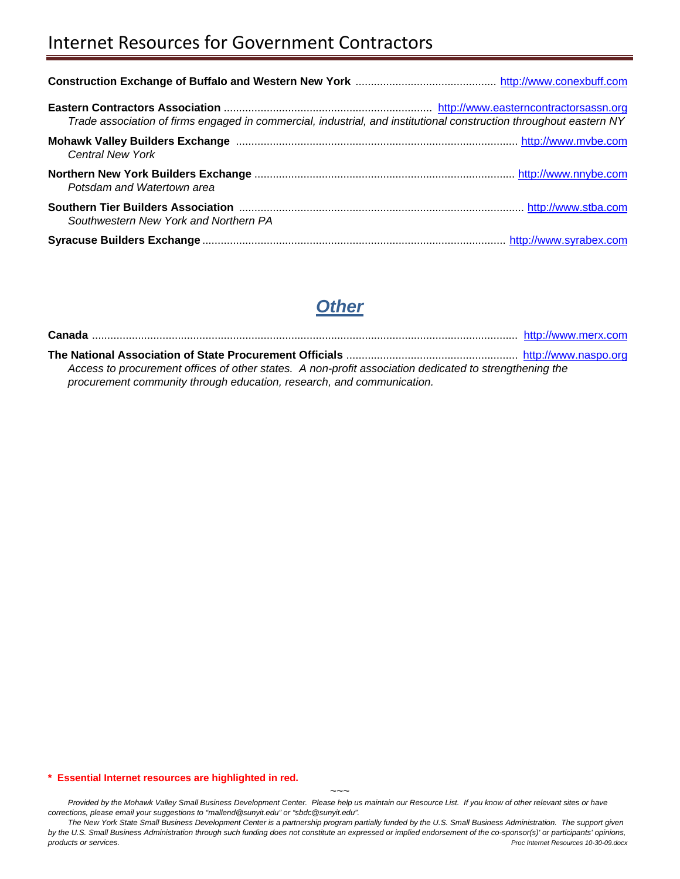**Construction Exchange of Buffalo and Western New York** .............................................. http://www.conexbuff.com

**Eastern Contractors Association** .................................................................... http://www.easterncontractorsassn.org
*Trade association of firms engaged in commercial, industrial, and institutional construction throughout eastern NY*

**Mohawk Valley Builders Exchange** ............................................................................................ http://www.mvbe.com
*Central New York*

**Northern New York Builders Exchange** ..................................................................................... http://www.nnybe.com
*Potsdam and Watertown area*

**Southern Tier Builders Association** ............................................................................................. http://www.stba.com
*Southwestern New York and Northern PA*

**Syracuse Builders Exchange** ................................................................................................... http://www.syrabex.com

## *Other*

**Canada** ........................................................................................................................................... http://www.merx.com

**The National Association of State Procurement Officials** ........................................................ http://www.naspo.org
*Access to procurement offices of other states. A non-profit association dedicated to strengthening the procurement community through education, research, and communication.*

**\* Essential Internet resources are highlighted in red.**

~~~

*Provided by the Mohawk Valley Small Business Development Center. Please help us maintain our Resource List. If you know of other relevant sites or have corrections, please email your suggestions to "mallend@sunyit.edu" or "sbdc@sunyit.edu".*

*The New York State Small Business Development Center is a partnership program partially funded by the U.S. Small Business Administration. The support given by the U.S. Small Business Administration through such funding does not constitute an expressed or implied endorsement of the co-sponsor(s)' or participants' opinions, products or services.*

*Proc Internet Resources 10-30-09.docx*